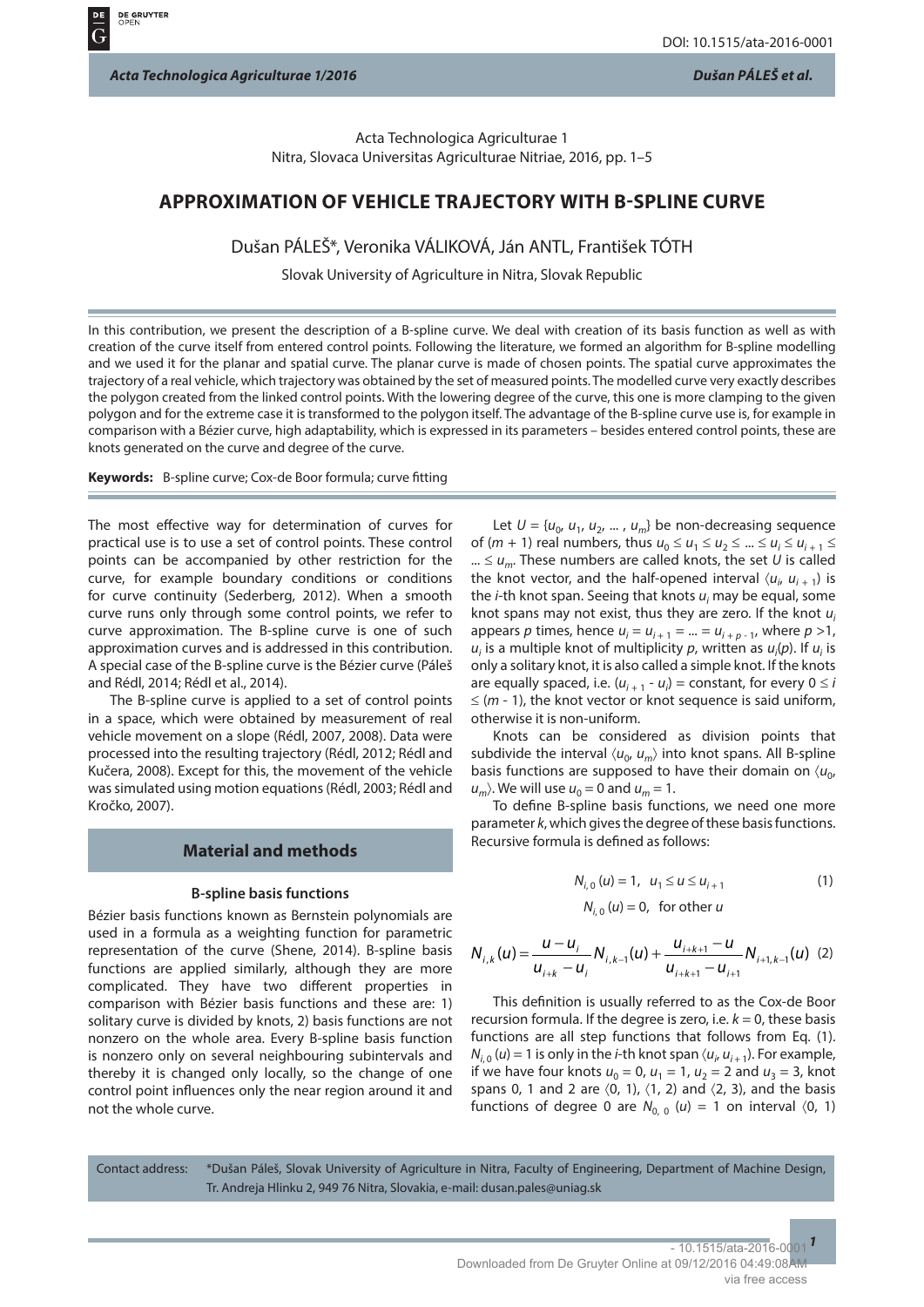Acta Technologica Agriculturae 1
Nitra, Slovaca Universitas Agriculturae Nitriae, 2016, pp. 1–5

# APPROXIMATION OF VEHICLE TRAJECTORY WITH B-SPLINE CURVE

Dušan PÁLEŠ*, Veronika VÁLIKOVÁ, Ján ANTL, František TÓTH

Slovak University of Agriculture in Nitra, Slovak Republic

In this contribution, we present the description of a B-spline curve. We deal with creation of its basis function as well as with creation of the curve itself from entered control points. Following the literature, we formed an algorithm for B-spline modelling and we used it for the planar and spatial curve. The planar curve is made of chosen points. The spatial curve approximates the trajectory of a real vehicle, which trajectory was obtained by the set of measured points. The modelled curve very exactly describes the polygon created from the linked control points. With the lowering degree of the curve, this one is more clamping to the given polygon and for the extreme case it is transformed to the polygon itself. The advantage of the B-spline curve use is, for example in comparison with a Bézier curve, high adaptability, which is expressed in its parameters – besides entered control points, these are knots generated on the curve and degree of the curve.

**Keywords:** B-spline curve; Cox-de Boor formula; curve fitting

The most effective way for determination of curves for practical use is to use a set of control points. These control points can be accompanied by other restriction for the curve, for example boundary conditions or conditions for curve continuity (Sederberg, 2012). When a smooth curve runs only through some control points, we refer to curve approximation. The B-spline curve is one of such approximation curves and is addressed in this contribution. A special case of the B-spline curve is the Bézier curve (Páleš and Rédl, 2014; Rédl et al., 2014).

The B-spline curve is applied to a set of control points in a space, which were obtained by measurement of real vehicle movement on a slope (Rédl, 2007, 2008). Data were processed into the resulting trajectory (Rédl, 2012; Rédl and Kučera, 2008). Except for this, the movement of the vehicle was simulated using motion equations (Rédl, 2003; Rédl and Kročko, 2007).

## Material and methods

### B-spline basis functions

Bézier basis functions known as Bernstein polynomials are used in a formula as a weighting function for parametric representation of the curve (Shene, 2014). B-spline basis functions are applied similarly, although they are more complicated. They have two different properties in comparison with Bézier basis functions and these are: 1) solitary curve is divided by knots, 2) basis functions are not nonzero on the whole area. Every B-spline basis function is nonzero only on several neighbouring subintervals and thereby it is changed only locally, so the change of one control point influences only the near region around it and not the whole curve.

Let $U = \{u_0, u_1, u_2, \ldots, u_m\}$ be non-decreasing sequence of $(m + 1)$ real numbers, thus $u_0 \leq u_1 \leq u_2 \leq \ldots \leq u_i \leq u_{i+1} \leq \ldots \leq u_m$. These numbers are called knots, the set $U$ is called the knot vector, and the half-opened interval $\langle u_i, u_{i+1})$ is the $i$-th knot span. Seeing that knots $u_i$ may be equal, some knot spans may not exist, thus they are zero. If the knot $u_i$ appears $p$ times, hence $u_i = u_{i+1} = \ldots = u_{i+p-1}$, where $p > 1$, $u_i$ is a multiple knot of multiplicity $p$, written as $u_i(p)$. If $u_i$ is only a solitary knot, it is also called a simple knot. If the knots are equally spaced, i.e. $(u_{i+1} - u_i) =$ constant, for every $0 \leq i \leq (m - 1)$, the knot vector or knot sequence is said uniform, otherwise it is non-uniform.

Knots can be considered as division points that subdivide the interval $\langle u_0, u_m\rangle$ into knot spans. All B-spline basis functions are supposed to have their domain on $\langle u_0, u_m\rangle$. We will use $u_0 = 0$ and $u_m = 1$.

To define B-spline basis functions, we need one more parameter $k$, which gives the degree of these basis functions. Recursive formula is defined as follows:

$$N_{i,0}(u) = 1, \quad u_1 \leq u \leq u_{i+1} \tag{1}$$

$$N_{i,0}(u) = 0, \quad \text{for other } u$$

$$N_{i,k}(u) = \frac{u - u_i}{u_{i+k} - u_i} N_{i,k-1}(u) + \frac{u_{i+k+1} - u}{u_{i+k+1} - u_{i+1}} N_{i+1,k-1}(u) \tag{2}$$

This definition is usually referred to as the Cox-de Boor recursion formula. If the degree is zero, i.e. $k = 0$, these basis functions are all step functions that follows from Eq. (1). $N_{i,0}(u) = 1$ is only in the $i$-th knot span $\langle u_i, u_{i+1})$. For example, if we have four knots $u_0 = 0$, $u_1 = 1$, $u_2 = 2$ and $u_3 = 3$, knot spans 0, 1 and 2 are $\langle 0, 1)$, $\langle 1, 2)$ and $\langle 2, 3)$, and the basis functions of degree 0 are $N_{0,0}(u) = 1$ on interval $\langle 0, 1)$

Contact address: *Dušan Páleš, Slovak University of Agriculture in Nitra, Faculty of Engineering, Department of Machine Design, Tr. Andreja Hlinku 2, 949 76 Nitra, Slovakia, e-mail: dusan.pales@uniag.sk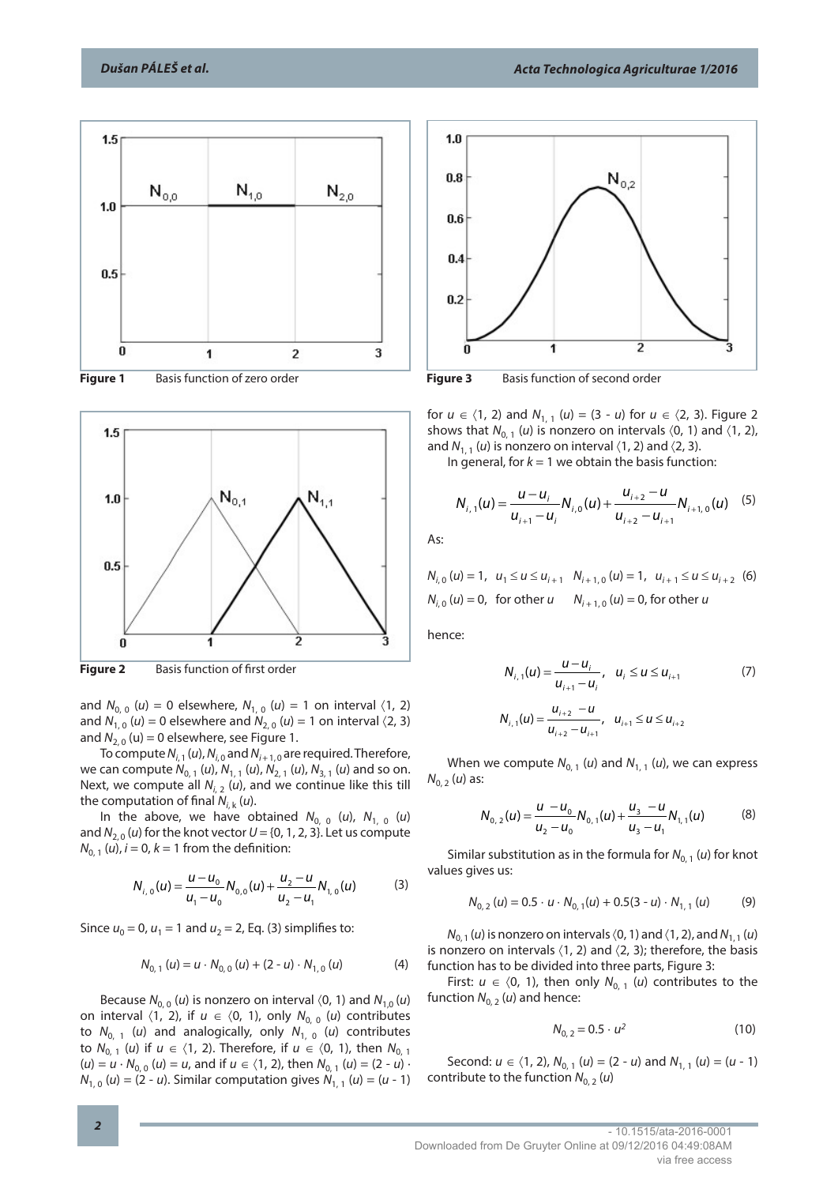Figure 1 Basis function of zero order

Figure 2 Basis function of first order

and $N_{0,0}(u) = 0$ elsewhere, $N_{1,0}(u) = 1$ on interval ⟨1, 2) and $N_{1,0}(u) = 0$ elsewhere and $N_{2,0}(u) = 1$ on interval ⟨2, 3) and $N_{2,0}(u) = 0$ elsewhere, see Figure 1.

To compute $N_{i,1}(u)$, $N_{i,0}$ and $N_{i+1,0}$ are required. Therefore, we can compute $N_{0,1}(u)$, $N_{1,1}(u)$, $N_{2,1}(u)$, $N_{3,1}(u)$ and so on. Next, we compute all $N_{i,2}(u)$, and we continue like this till the computation of final $N_{i,k}(u)$.

In the above, we have obtained $N_{0,0}(u)$, $N_{1,0}(u)$ and $N_{2,0}(u)$ for the knot vector $U = \{0, 1, 2, 3\}$. Let us compute $N_{0,1}(u)$, $i = 0$, $k = 1$ from the definition:

$$N_{i,0}(u) = \frac{u - u_0}{u_1 - u_0} N_{0,0}(u) + \frac{u_2 - u}{u_2 - u_1} N_{1,0}(u) \tag{3}$$

Since $u_0 = 0$, $u_1 = 1$ and $u_2 = 2$, Eq. (3) simplifies to:

$$N_{0,1}(u) = u \cdot N_{0,0}(u) + (2 - u) \cdot N_{1,0}(u) \tag{4}$$

Because $N_{0,0}(u)$ is nonzero on interval ⟨0, 1) and $N_{1,0}(u)$ on interval ⟨1, 2), if $u \in$ ⟨0, 1), only $N_{0,0}(u)$ contributes to $N_{0,1}(u)$ and analogically, only $N_{1,0}(u)$ contributes to $N_{0,1}(u)$ if $u \in$ ⟨1, 2). Therefore, if $u \in$ ⟨0, 1), then $N_{0,1}(u) = u \cdot N_{0,0}(u) = u$, and if $u \in$ ⟨1, 2), then $N_{0,1}(u) = (2 - u) \cdot N_{1,0}(u) = (2 - u)$. Similar computation gives $N_{1,1}(u) = (u - 1)$ for $u \in$ ⟨1, 2) and $N_{1,1}(u) = (3 - u)$ for $u \in$ ⟨2, 3). Figure 2 shows that $N_{0,1}(u)$ is nonzero on intervals ⟨0, 1) and ⟨1, 2), and $N_{1,1}(u)$ is nonzero on interval ⟨1, 2) and ⟨2, 3).

In general, for $k = 1$ we obtain the basis function:

$$N_{i,1}(u) = \frac{u - u_i}{u_{i+1} - u_i} N_{i,0}(u) + \frac{u_{i+2} - u}{u_{i+2} - u_{i+1}} N_{i+1,0}(u) \tag{5}$$

As:

$$N_{i,0}(u) = 1, \quad u_1 \le u \le u_{i+1} \quad N_{i+1,0}(u) = 1, \quad u_{i+1} \le u \le u_{i+2} \tag{6}$$

$$N_{i,0}(u) = 0, \quad \text{for other } u \qquad N_{i+1,0}(u) = 0, \text{ for other } u$$

hence:

$$N_{i,1}(u) = \frac{u - u_i}{u_{i+1} - u_i}, \quad u_i \le u \le u_{i+1} \tag{7}$$

$$N_{i,1}(u) = \frac{u_{i+2} - u}{u_{i+2} - u_{i+1}}, \quad u_{i+1} \le u \le u_{i+2}$$

When we compute $N_{0,1}(u)$ and $N_{1,1}(u)$, we can express $N_{0,2}(u)$ as:

$$N_{0,2}(u) = \frac{u - u_0}{u_2 - u_0} N_{0,1}(u) + \frac{u_3 - u}{u_3 - u_1} N_{1,1}(u) \tag{8}$$

Similar substitution as in the formula for $N_{0,1}(u)$ for knot values gives us:

$$N_{0,2}(u) = 0.5 \cdot u \cdot N_{0,1}(u) + 0.5(3 - u) \cdot N_{1,1}(u) \tag{9}$$

$N_{0,1}(u)$ is nonzero on intervals ⟨0, 1) and ⟨1, 2), and $N_{1,1}(u)$ is nonzero on intervals ⟨1, 2) and ⟨2, 3); therefore, the basis function has to be divided into three parts, Figure 3:

First: $u \in$ ⟨0, 1), then only $N_{0,1}(u)$ contributes to the function $N_{0,2}(u)$ and hence:

$$N_{0,2} = 0.5 \cdot u^2 \tag{10}$$

Second: $u \in$ ⟨1, 2), $N_{0,1}(u) = (2 - u)$ and $N_{1,1}(u) = (u - 1)$ contribute to the function $N_{0,2}(u)$

Figure 3 Basis function of second order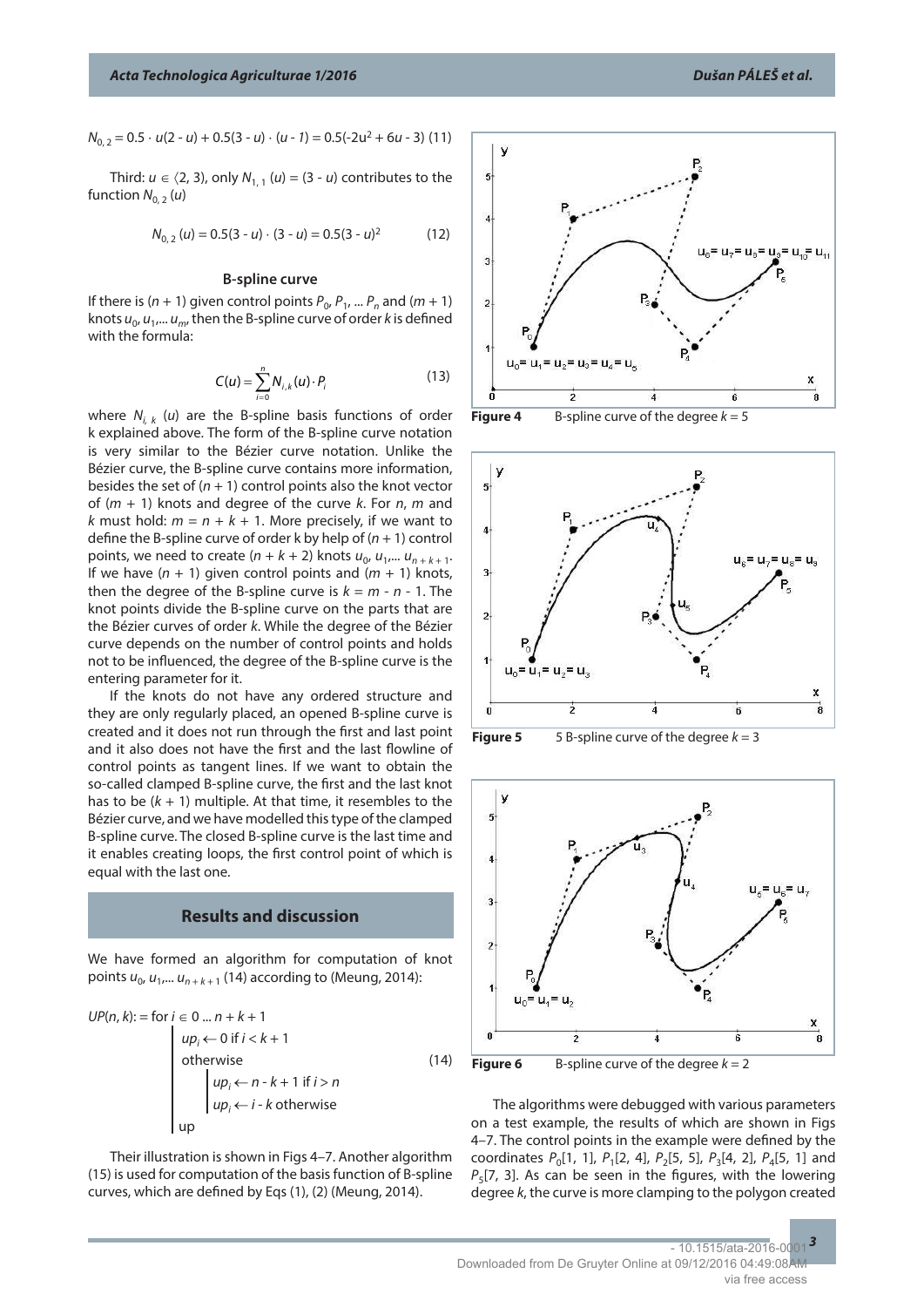$N_{0,2} = 0.5 \cdot u(2 - u) + 0.5(3 - u) \cdot (u - 1) = 0.5(-2u^2 + 6u - 3)$ (11)

Third: $u \in \langle 2, 3)$, only $N_{1,1}(u) = (3 - u)$ contributes to the function $N_{0,2}(u)$

$$N_{0,2}(u) = 0.5(3 - u) \cdot (3 - u) = 0.5(3 - u)^2 \tag{12}$$

### B-spline curve

If there is $(n + 1)$ given control points $P_0, P_1, \ldots P_n$ and $(m + 1)$ knots $u_0, u_1, \ldots u_m$, then the B-spline curve of order $k$ is defined with the formula:

$$C(u) = \sum_{i=0}^{n} N_{i,k}(u) \cdot P_i \tag{13}$$

where $N_{i,k}(u)$ are the B-spline basis functions of order k explained above. The form of the B-spline curve notation is very similar to the Bézier curve notation. Unlike the Bézier curve, the B-spline curve contains more information, besides the set of $(n + 1)$ control points also the knot vector of $(m + 1)$ knots and degree of the curve $k$. For $n$, $m$ and $k$ must hold: $m = n + k + 1$. More precisely, if we want to define the B-spline curve of order k by help of $(n + 1)$ control points, we need to create $(n + k + 2)$ knots $u_0, u_1, \ldots u_{n+k+1}$. If we have $(n + 1)$ given control points and $(m + 1)$ knots, then the degree of the B-spline curve is $k = m - n - 1$. The knot points divide the B-spline curve on the parts that are the Bézier curves of order $k$. While the degree of the Bézier curve depends on the number of control points and holds not to be influenced, the degree of the B-spline curve is the entering parameter for it.

If the knots do not have any ordered structure and they are only regularly placed, an opened B-spline curve is created and it does not run through the first and last point and it also does not have the first and the last flowline of control points as tangent lines. If we want to obtain the so-called clamped B-spline curve, the first and the last knot has to be $(k + 1)$ multiple. At that time, it resembles to the Bézier curve, and we have modelled this type of the clamped B-spline curve. The closed B-spline curve is the last time and it enables creating loops, the first control point of which is equal with the last one.

## Results and discussion

We have formed an algorithm for computation of knot points $u_0, u_1, \ldots u_{n+k+1}$ (14) according to (Meung, 2014):

$$UP(n,k) := \text{for } i \in 0 \ldots n + k + 1 \quad \begin{cases} up_i \leftarrow 0 \text{ if } i < k + 1 \\ \text{otherwise} \\ \quad up_i \leftarrow n - k + 1 \text{ if } i > n \\ \quad up_i \leftarrow i - k \text{ otherwise} \\ up \end{cases} \tag{14}$$

Their illustration is shown in Figs 4–7. Another algorithm (15) is used for computation of the basis function of B-spline curves, which are defined by Eqs (1), (2) (Meung, 2014).

**Figure 4** B-spline curve of the degree $k = 5$

**Figure 5** 5 B-spline curve of the degree $k = 3$

**Figure 6** B-spline curve of the degree $k = 2$

The algorithms were debugged with various parameters on a test example, the results of which are shown in Figs 4–7. The control points in the example were defined by the coordinates $P_0[1, 1]$, $P_1[2, 4]$, $P_2[5, 5]$, $P_3[4, 2]$, $P_4[5, 1]$ and $P_5[7, 3]$. As can be seen in the figures, with the lowering degree $k$, the curve is more clamping to the polygon created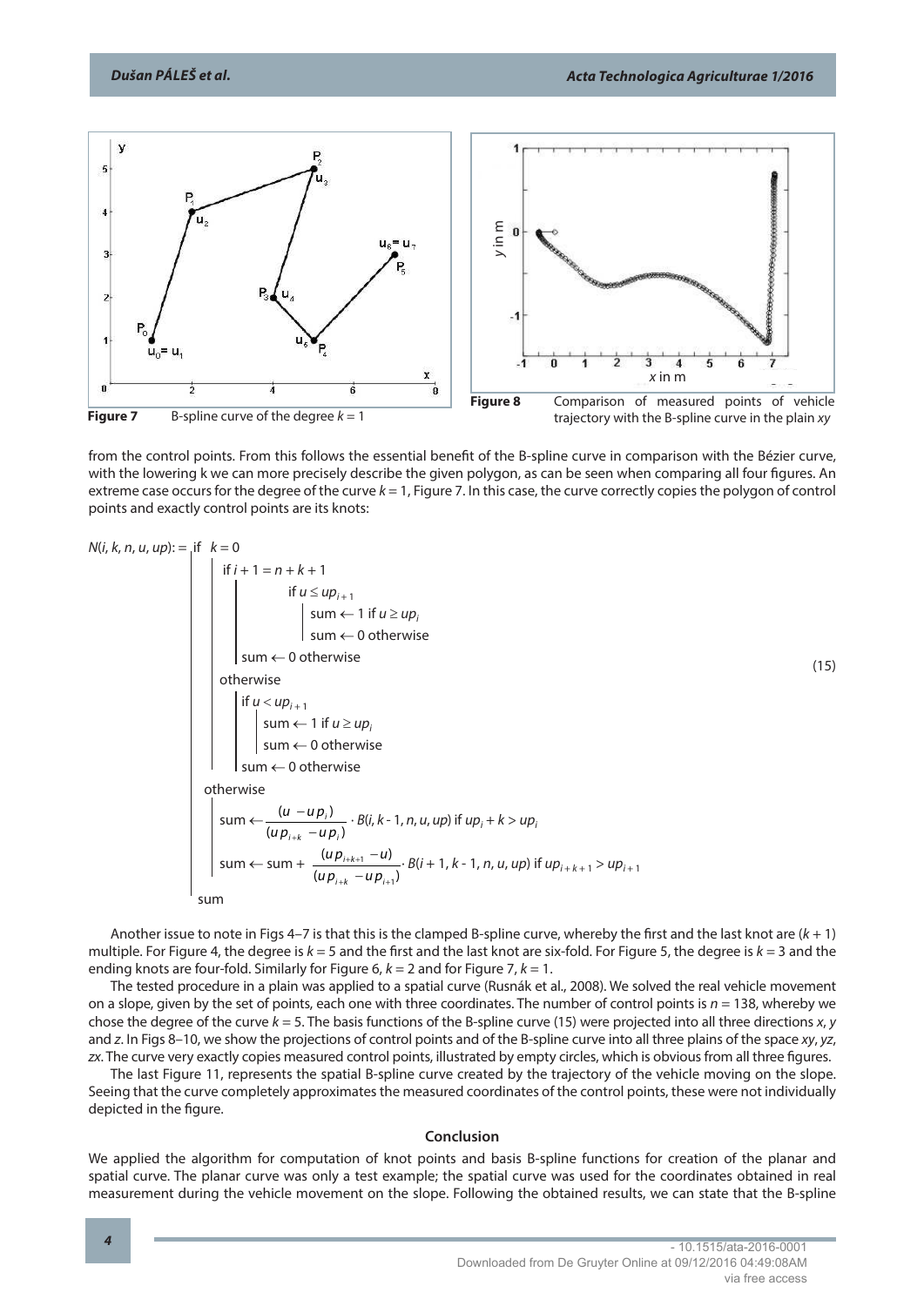Figure 7 B-spline curve of the degree $k = 1$

Figure 8 Comparison of measured points of vehicle trajectory with the B-spline curve in the plain $xy$

from the control points. From this follows the essential benefit of the B-spline curve in comparison with the Bézier curve, with the lowering k we can more precisely describe the given polygon, as can be seen when comparing all four figures. An extreme case occurs for the degree of the curve $k = 1$, Figure 7. In this case, the curve correctly copies the polygon of control points and exactly control points are its knots:

$$
N(i,k,n,u,up) := \begin{cases}
\text{if } k = 0 \\
\quad \text{if } i+1 = n+k+1 \\
\quad\quad \text{if } u \le up_{i+1} \\
\quad\quad\quad \text{sum} \leftarrow 1 \text{ if } u \ge up_i \\
\quad\quad\quad \text{sum} \leftarrow 0 \text{ otherwise} \\
\quad\quad \text{sum} \leftarrow 0 \text{ otherwise} \\
\quad \text{otherwise} \\
\quad\quad \text{if } u < up_{i+1} \\
\quad\quad\quad \text{sum} \leftarrow 1 \text{ if } u \ge up_i \\
\quad\quad\quad \text{sum} \leftarrow 0 \text{ otherwise} \\
\quad\quad \text{sum} \leftarrow 0 \text{ otherwise} \\
\text{otherwise} \\
\quad \text{sum} \leftarrow \dfrac{(u - up_i)}{(up_{i+k} - up_i)} \cdot B(i, k-1, n, u, up) \text{ if } up_i + k > up_i \\
\quad \text{sum} \leftarrow \text{sum} + \dfrac{(up_{i+k+1} - u)}{(up_{i+k} - up_{i+1})} \cdot B(i+1, k-1, n, u, up) \text{ if } up_{i+k+1} > up_{i+1} \\
\text{sum}
\end{cases} \tag{15}
$$

Another issue to note in Figs 4–7 is that this is the clamped B-spline curve, whereby the first and the last knot are $(k + 1)$ multiple. For Figure 4, the degree is $k = 5$ and the first and the last knot are six-fold. For Figure 5, the degree is $k = 3$ and the ending knots are four-fold. Similarly for Figure 6, $k = 2$ and for Figure 7, $k = 1$.

The tested procedure in a plain was applied to a spatial curve (Rusnák et al., 2008). We solved the real vehicle movement on a slope, given by the set of points, each one with three coordinates. The number of control points is $n = 138$, whereby we chose the degree of the curve $k = 5$. The basis functions of the B-spline curve (15) were projected into all three directions $x$, $y$ and $z$. In Figs 8–10, we show the projections of control points and of the B-spline curve into all three plains of the space $xy$, $yz$, $zx$. The curve very exactly copies measured control points, illustrated by empty circles, which is obvious from all three figures.

The last Figure 11, represents the spatial B-spline curve created by the trajectory of the vehicle moving on the slope. Seeing that the curve completely approximates the measured coordinates of the control points, these were not individually depicted in the figure.

## Conclusion

We applied the algorithm for computation of knot points and basis B-spline functions for creation of the planar and spatial curve. The planar curve was only a test example; the spatial curve was used for the coordinates obtained in real measurement during the vehicle movement on the slope. Following the obtained results, we can state that the B-spline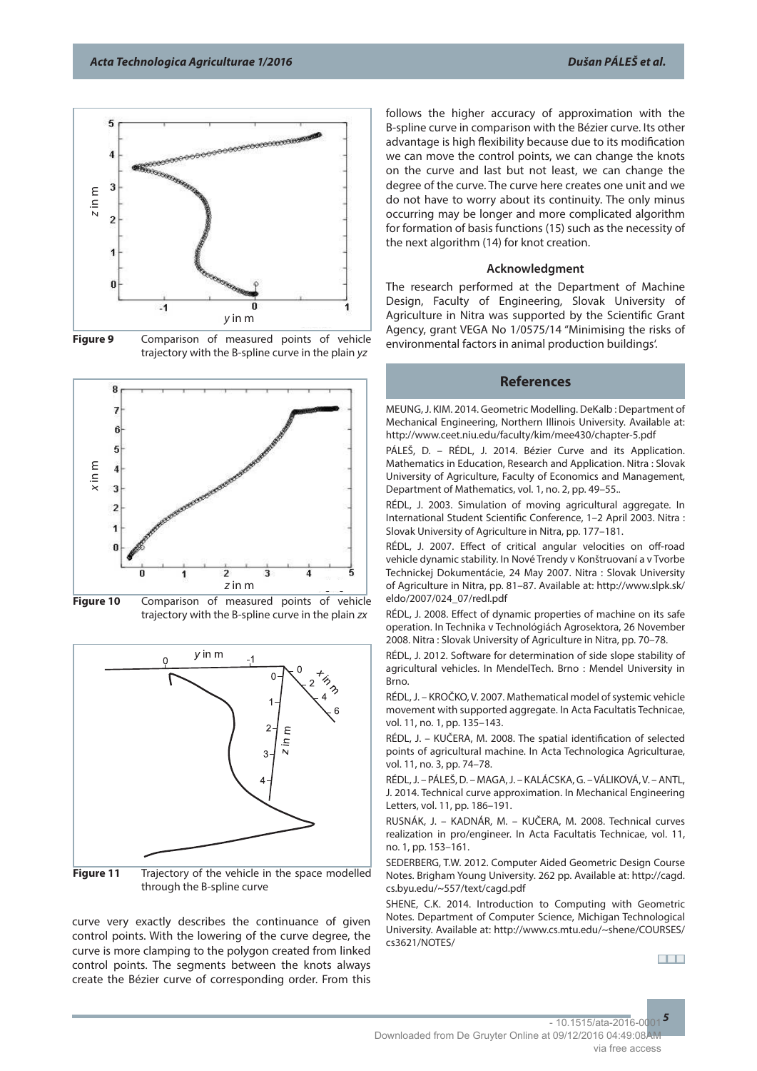5
4
3
2
1
0
-1
0
1
z in m
y in m

**Figure 9** Comparison of measured points of vehicle trajectory with the B-spline curve in the plain *yz*

8
7
6
5
4
3
2
1
0
0
1
2
3
4
5
x in m
z in m

**Figure 10** Comparison of measured points of vehicle trajectory with the B-spline curve in the plain *zx*

y in m
0
-1
0
0
2
4
6
x in m
1
2
3
4
z in m

**Figure 11** Trajectory of the vehicle in the space modelled through the B-spline curve

curve very exactly describes the continuance of given control points. With the lowering of the curve degree, the curve is more clamping to the polygon created from linked control points. The segments between the knots always create the Bézier curve of corresponding order. From this follows the higher accuracy of approximation with the B-spline curve in comparison with the Bézier curve. Its other advantage is high flexibility because due to its modification we can move the control points, we can change the knots on the curve and last but not least, we can change the degree of the curve. The curve here creates one unit and we do not have to worry about its continuity. The only minus occurring may be longer and more complicated algorithm for formation of basis functions (15) such as the necessity of the next algorithm (14) for knot creation.

### Acknowledgment

The research performed at the Department of Machine Design, Faculty of Engineering, Slovak University of Agriculture in Nitra was supported by the Scientific Grant Agency, grant VEGA No 1/0575/14 "Minimising the risks of environmental factors in animal production buildings".

## References

MEUNG, J. KIM. 2014. Geometric Modelling. DeKalb : Department of Mechanical Engineering, Northern Illinois University. Available at: http://www.ceet.niu.edu/faculty/kim/mee430/chapter-5.pdf

PÁLEŠ, D. – RÉDL, J. 2014. Bézier Curve and its Application. Mathematics in Education, Research and Application. Nitra : Slovak University of Agriculture, Faculty of Economics and Management, Department of Mathematics, vol. 1, no. 2, pp. 49–55..

RÉDL, J. 2003. Simulation of moving agricultural aggregate. In International Student Scientific Conference, 1–2 April 2003. Nitra : Slovak University of Agriculture in Nitra, pp. 177–181.

RÉDL, J. 2007. Effect of critical angular velocities on off-road vehicle dynamic stability. In Nové Trendy v Konštruovaní a v Tvorbe Technickej Dokumentácie, 24 May 2007. Nitra : Slovak University of Agriculture in Nitra, pp. 81–87. Available at: http://www.slpk.sk/eldo/2007/024_07/redl.pdf

RÉDL, J. 2008. Effect of dynamic properties of machine on its safe operation. In Technika v Technológiách Agrosektora, 26 November 2008. Nitra : Slovak University of Agriculture in Nitra, pp. 70–78.

RÉDL, J. 2012. Software for determination of side slope stability of agricultural vehicles. In MendelTech. Brno : Mendel University in Brno.

RÉDL, J. – KROČKO, V. 2007. Mathematical model of systemic vehicle movement with supported aggregate. In Acta Facultatis Technicae, vol. 11, no. 1, pp. 135–143.

RÉDL, J. – KUČERA, M. 2008. The spatial identification of selected points of agricultural machine. In Acta Technologica Agriculturae, vol. 11, no. 3, pp. 74–78.

RÉDL, J. – PÁLEŠ, D. – MAGA, J. – KALÁCSKA, G. – VÁLIKOVÁ, V. – ANTL, J. 2014. Technical curve approximation. In Mechanical Engineering Letters, vol. 11, pp. 186–191.

RUSNÁK, J. – KADNÁR, M. – KUČERA, M. 2008. Technical curves realization in pro/engineer. In Acta Facultatis Technicae, vol. 11, no. 1, pp. 153–161.

SEDERBERG, T.W. 2012. Computer Aided Geometric Design Course Notes. Brigham Young University. 262 pp. Available at: http://cagd.cs.byu.edu/~557/text/cagd.pdf

SHENE, C.K. 2014. Introduction to Computing with Geometric Notes. Department of Computer Science, Michigan Technological University. Available at: http://www.cs.mtu.edu/~shene/COURSES/cs3621/NOTES/